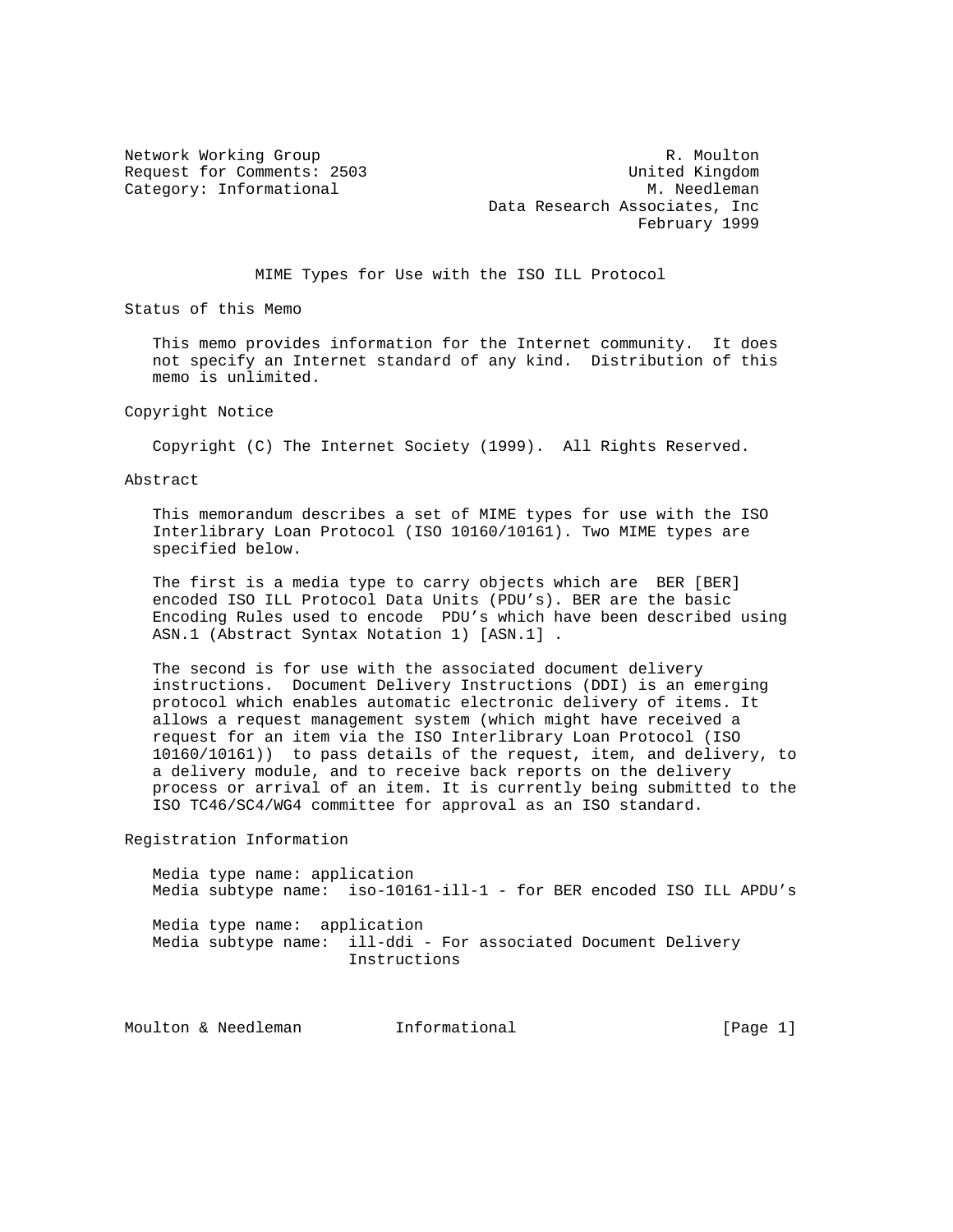Network Working Group R. Moulton
Request for Comments: 2503 United Kingdom
Category: Informational M. Needleman
Data Research Associates, Inc
February 1999

# MIME Types for Use with the ISO ILL Protocol

## Status of this Memo

This memo provides information for the Internet community. It does not specify an Internet standard of any kind. Distribution of this memo is unlimited.

## Copyright Notice

Copyright (C) The Internet Society (1999). All Rights Reserved.

## Abstract

This memorandum describes a set of MIME types for use with the ISO Interlibrary Loan Protocol (ISO 10160/10161). Two MIME types are specified below.

The first is a media type to carry objects which are BER [BER] encoded ISO ILL Protocol Data Units (PDU's). BER are the basic Encoding Rules used to encode PDU's which have been described using ASN.1 (Abstract Syntax Notation 1) [ASN.1] .

The second is for use with the associated document delivery instructions. Document Delivery Instructions (DDI) is an emerging protocol which enables automatic electronic delivery of items. It allows a request management system (which might have received a request for an item via the ISO Interlibrary Loan Protocol (ISO 10160/10161)) to pass details of the request, item, and delivery, to a delivery module, and to receive back reports on the delivery process or arrival of an item. It is currently being submitted to the ISO TC46/SC4/WG4 committee for approval as an ISO standard.

## Registration Information

Media type name: application
Media subtype name: iso-10161-ill-1 - for BER encoded ISO ILL APDU's

Media type name: application
Media subtype name: ill-ddi - For associated Document Delivery Instructions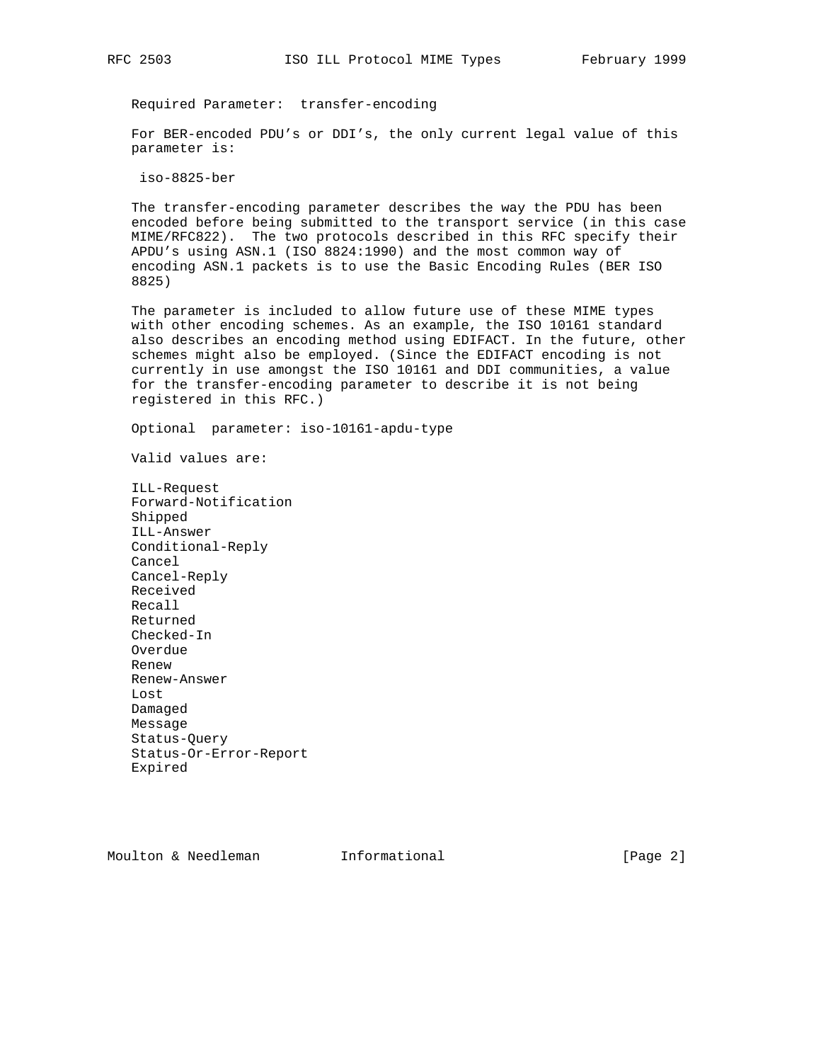Required Parameter: transfer-encoding

For BER-encoded PDU's or DDI's, the only current legal value of this parameter is:

iso-8825-ber

The transfer-encoding parameter describes the way the PDU has been encoded before being submitted to the transport service (in this case MIME/RFC822). The two protocols described in this RFC specify their APDU's using ASN.1 (ISO 8824:1990) and the most common way of encoding ASN.1 packets is to use the Basic Encoding Rules (BER ISO 8825)

The parameter is included to allow future use of these MIME types with other encoding schemes. As an example, the ISO 10161 standard also describes an encoding method using EDIFACT. In the future, other schemes might also be employed. (Since the EDIFACT encoding is not currently in use amongst the ISO 10161 and DDI communities, a value for the transfer-encoding parameter to describe it is not being registered in this RFC.)

Optional parameter: iso-10161-apdu-type

Valid values are:

ILL-Request
Forward-Notification
Shipped
ILL-Answer
Conditional-Reply
Cancel
Cancel-Reply
Received
Recall
Returned
Checked-In
Overdue
Renew
Renew-Answer
Lost
Damaged
Message
Status-Query
Status-Or-Error-Report
Expired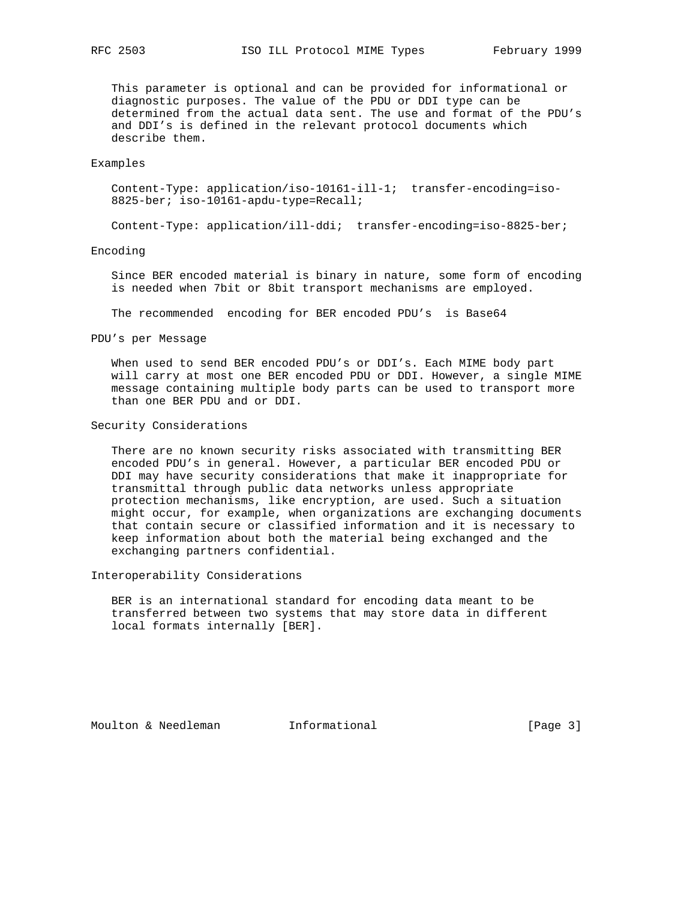This parameter is optional and can be provided for informational or diagnostic purposes. The value of the PDU or DDI type can be determined from the actual data sent. The use and format of the PDU’s and DDI’s is defined in the relevant protocol documents which describe them.

## Examples

```
Content-Type: application/iso-10161-ill-1;  transfer-encoding=iso-
8825-ber; iso-10161-apdu-type=Recall;

Content-Type: application/ill-ddi;  transfer-encoding=iso-8825-ber;
```

## Encoding

Since BER encoded material is binary in nature, some form of encoding is needed when 7bit or 8bit transport mechanisms are employed.

The recommended  encoding for BER encoded PDU’s  is Base64

## PDU’s per Message

When used to send BER encoded PDU’s or DDI’s. Each MIME body part will carry at most one BER encoded PDU or DDI. However, a single MIME message containing multiple body parts can be used to transport more than one BER PDU and or DDI.

## Security Considerations

There are no known security risks associated with transmitting BER encoded PDU’s in general. However, a particular BER encoded PDU or DDI may have security considerations that make it inappropriate for transmittal through public data networks unless appropriate protection mechanisms, like encryption, are used. Such a situation might occur, for example, when organizations are exchanging documents that contain secure or classified information and it is necessary to keep information about both the material being exchanged and the exchanging partners confidential.

## Interoperability Considerations

BER is an international standard for encoding data meant to be transferred between two systems that may store data in different local formats internally [BER].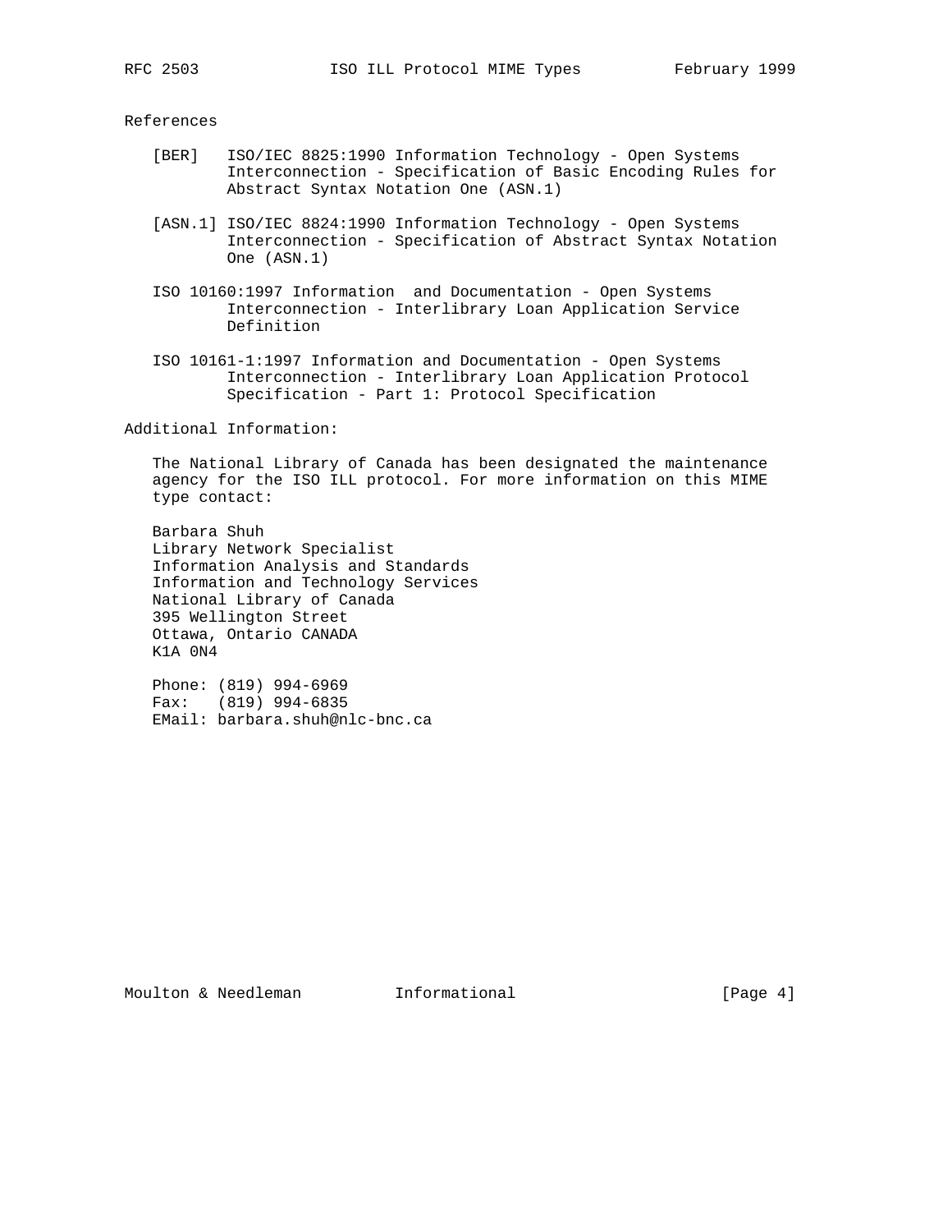## References

[BER] ISO/IEC 8825:1990 Information Technology - Open Systems Interconnection - Specification of Basic Encoding Rules for Abstract Syntax Notation One (ASN.1)

[ASN.1] ISO/IEC 8824:1990 Information Technology - Open Systems Interconnection - Specification of Abstract Syntax Notation One (ASN.1)

ISO 10160:1997 Information and Documentation - Open Systems Interconnection - Interlibrary Loan Application Service Definition

ISO 10161-1:1997 Information and Documentation - Open Systems Interconnection - Interlibrary Loan Application Protocol Specification - Part 1: Protocol Specification

## Additional Information:

The National Library of Canada has been designated the maintenance agency for the ISO ILL protocol. For more information on this MIME type contact:

Barbara Shuh
Library Network Specialist
Information Analysis and Standards
Information and Technology Services
National Library of Canada
395 Wellington Street
Ottawa, Ontario CANADA
K1A 0N4

Phone: (819) 994-6969
Fax: (819) 994-6835
EMail: barbara.shuh@nlc-bnc.ca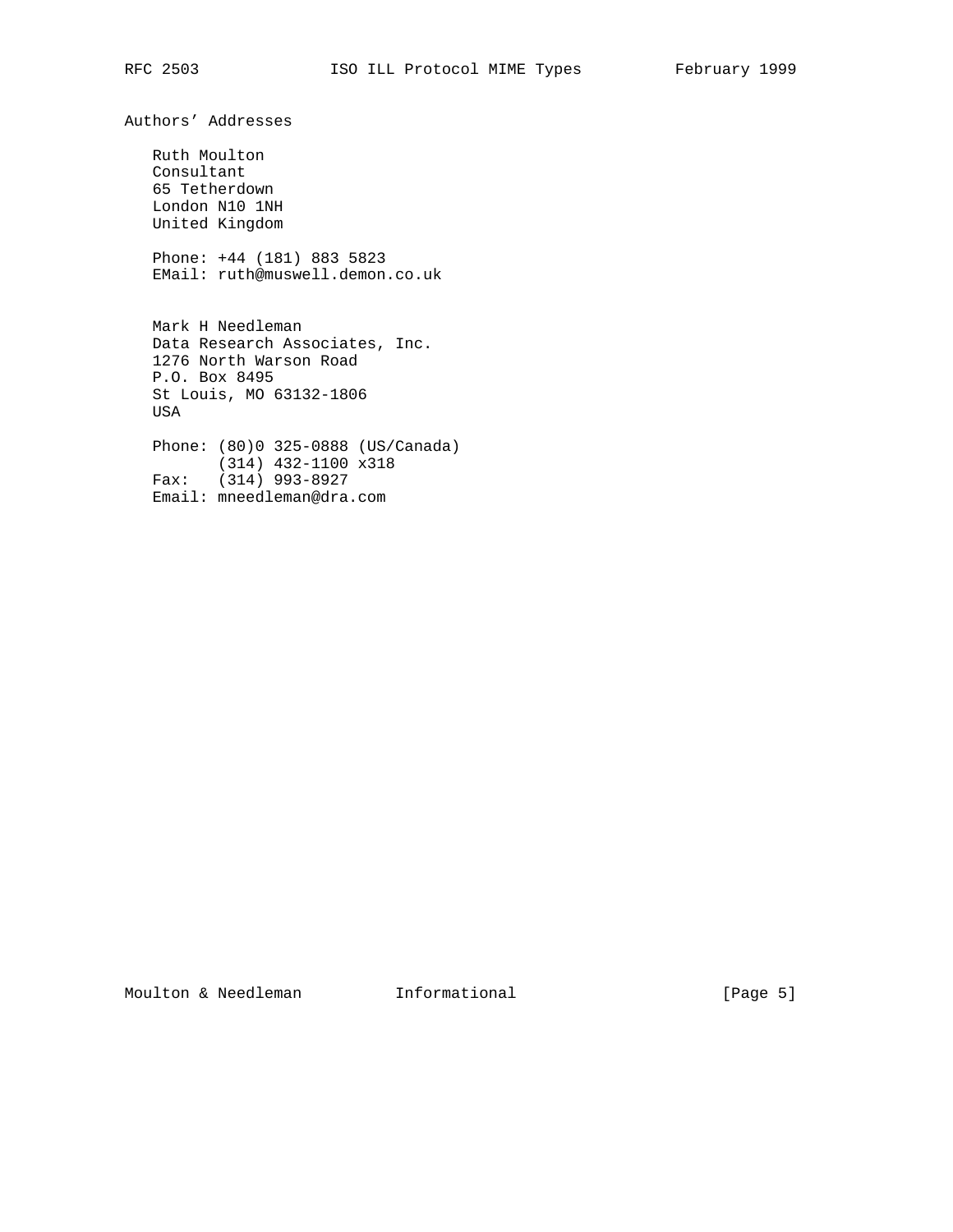## Authors' Addresses

Ruth Moulton
Consultant
65 Tetherdown
London N10 1NH
United Kingdom

Phone: +44 (181) 883 5823
EMail: ruth@muswell.demon.co.uk

Mark H Needleman
Data Research Associates, Inc.
1276 North Warson Road
P.O. Box 8495
St Louis, MO 63132-1806
USA

```
Phone: (80)0 325-0888 (US/Canada)
       (314) 432-1100 x318
Fax:   (314) 993-8927
Email: mneedleman@dra.com
```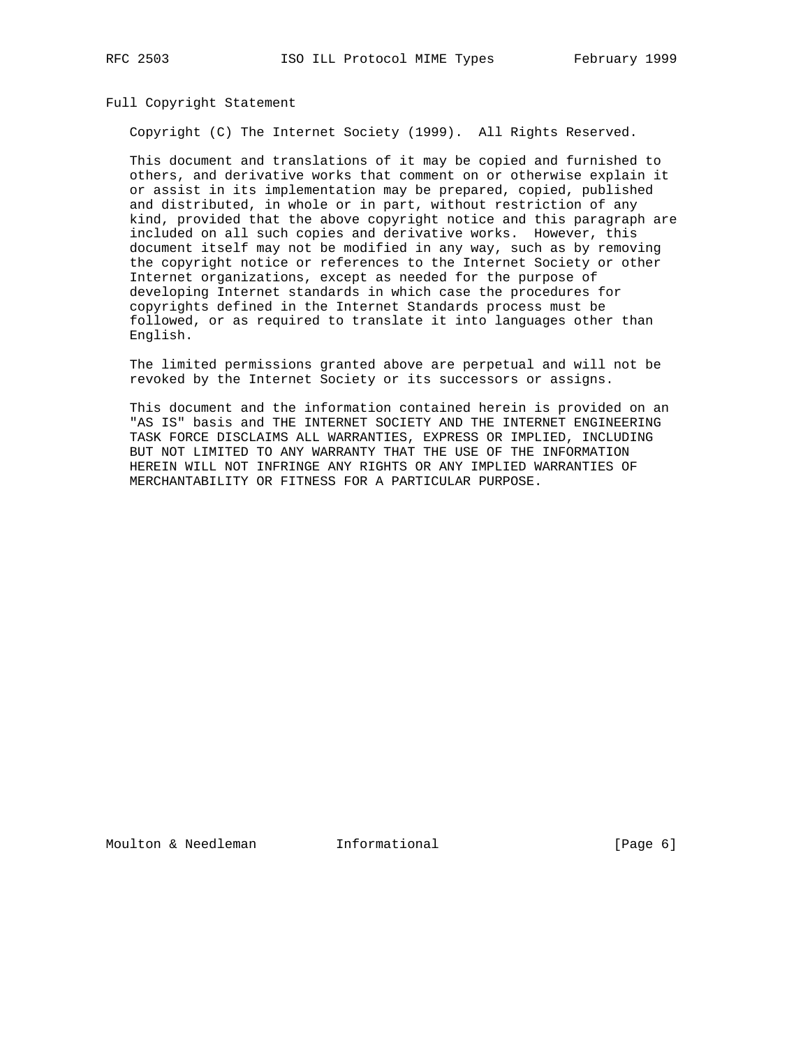## Full Copyright Statement

Copyright (C) The Internet Society (1999). All Rights Reserved.

This document and translations of it may be copied and furnished to others, and derivative works that comment on or otherwise explain it or assist in its implementation may be prepared, copied, published and distributed, in whole or in part, without restriction of any kind, provided that the above copyright notice and this paragraph are included on all such copies and derivative works. However, this document itself may not be modified in any way, such as by removing the copyright notice or references to the Internet Society or other Internet organizations, except as needed for the purpose of developing Internet standards in which case the procedures for copyrights defined in the Internet Standards process must be followed, or as required to translate it into languages other than English.

The limited permissions granted above are perpetual and will not be revoked by the Internet Society or its successors or assigns.

This document and the information contained herein is provided on an "AS IS" basis and THE INTERNET SOCIETY AND THE INTERNET ENGINEERING TASK FORCE DISCLAIMS ALL WARRANTIES, EXPRESS OR IMPLIED, INCLUDING BUT NOT LIMITED TO ANY WARRANTY THAT THE USE OF THE INFORMATION HEREIN WILL NOT INFRINGE ANY RIGHTS OR ANY IMPLIED WARRANTIES OF MERCHANTABILITY OR FITNESS FOR A PARTICULAR PURPOSE.